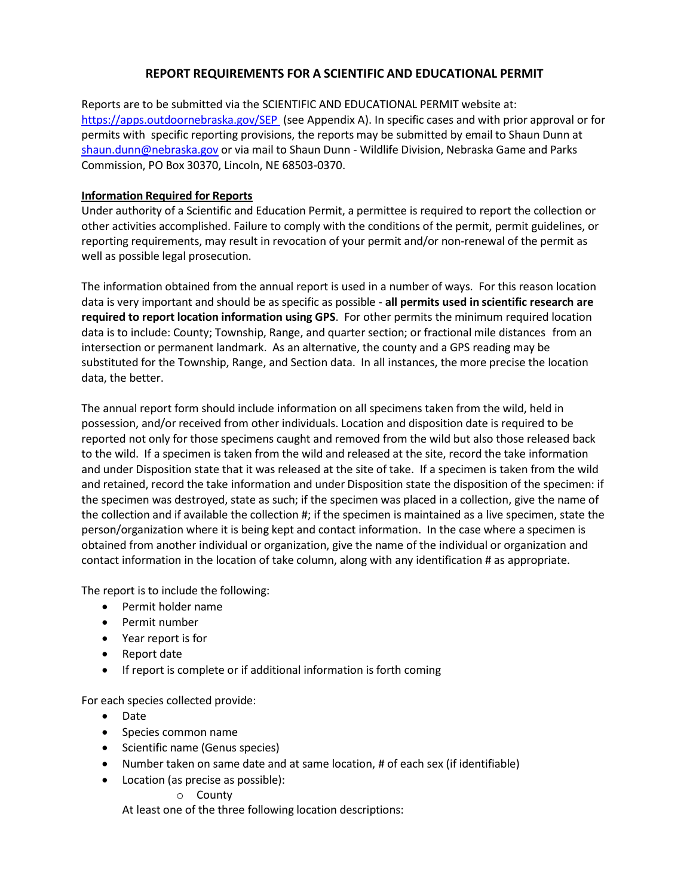# REPORT REQUIREMENTS FOR A SCIENTIFIC AND EDUCATIONAL PERMIT

Reports are to be submitted via the SCIENTIFIC AND EDUCATIONAL PERMIT website at: https://apps.outdoornebraska.gov/SEP (see Appendix A). In specific cases and with prior approval or for permits with specific reporting provisions, the reports may be submitted by email to Shaun Dunn at shaun.dunn@nebraska.gov or via mail to Shaun Dunn - Wildlife Division, Nebraska Game and Parks Commission, PO Box 30370, Lincoln, NE 68503-0370.

**Information Required for Reports**

Under authority of a Scientific and Education Permit, a permittee is required to report the collection or other activities accomplished. Failure to comply with the conditions of the permit, permit guidelines, or reporting requirements, may result in revocation of your permit and/or non-renewal of the permit as well as possible legal prosecution.

The information obtained from the annual report is used in a number of ways. For this reason location data is very important and should be as specific as possible - **all permits used in scientific research are required to report location information using GPS**. For other permits the minimum required location data is to include: County; Township, Range, and quarter section; or fractional mile distances from an intersection or permanent landmark. As an alternative, the county and a GPS reading may be substituted for the Township, Range, and Section data. In all instances, the more precise the location data, the better.

The annual report form should include information on all specimens taken from the wild, held in possession, and/or received from other individuals. Location and disposition date is required to be reported not only for those specimens caught and removed from the wild but also those released back to the wild. If a specimen is taken from the wild and released at the site, record the take information and under Disposition state that it was released at the site of take. If a specimen is taken from the wild and retained, record the take information and under Disposition state the disposition of the specimen: if the specimen was destroyed, state as such; if the specimen was placed in a collection, give the name of the collection and if available the collection #; if the specimen is maintained as a live specimen, state the person/organization where it is being kept and contact information. In the case where a specimen is obtained from another individual or organization, give the name of the individual or organization and contact information in the location of take column, along with any identification # as appropriate.

The report is to include the following:

- Permit holder name
- Permit number
- Year report is for
- Report date
- If report is complete or if additional information is forth coming

For each species collected provide:

- Date
- Species common name
- Scientific name (Genus species)
- Number taken on same date and at same location, # of each sex (if identifiable)
- Location (as precise as possible):
    - County

  At least one of the three following location descriptions: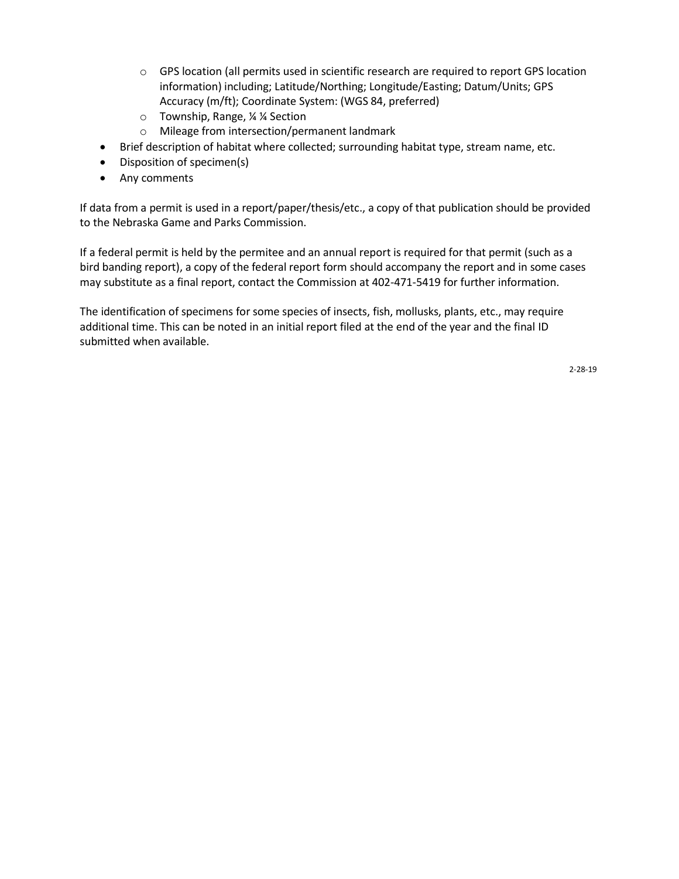- GPS location (all permits used in scientific research are required to report GPS location information) including; Latitude/Northing; Longitude/Easting; Datum/Units; GPS Accuracy (m/ft); Coordinate System: (WGS 84, preferred)
   - Township, Range, ¼ ¼ Section
   - Mileage from intersection/permanent landmark
- Brief description of habitat where collected; surrounding habitat type, stream name, etc.
- Disposition of specimen(s)
- Any comments

If data from a permit is used in a report/paper/thesis/etc., a copy of that publication should be provided to the Nebraska Game and Parks Commission.

If a federal permit is held by the permitee and an annual report is required for that permit (such as a bird banding report), a copy of the federal report form should accompany the report and in some cases may substitute as a final report, contact the Commission at 402-471-5419 for further information.

The identification of specimens for some species of insects, fish, mollusks, plants, etc., may require additional time. This can be noted in an initial report filed at the end of the year and the final ID submitted when available.

2-28-19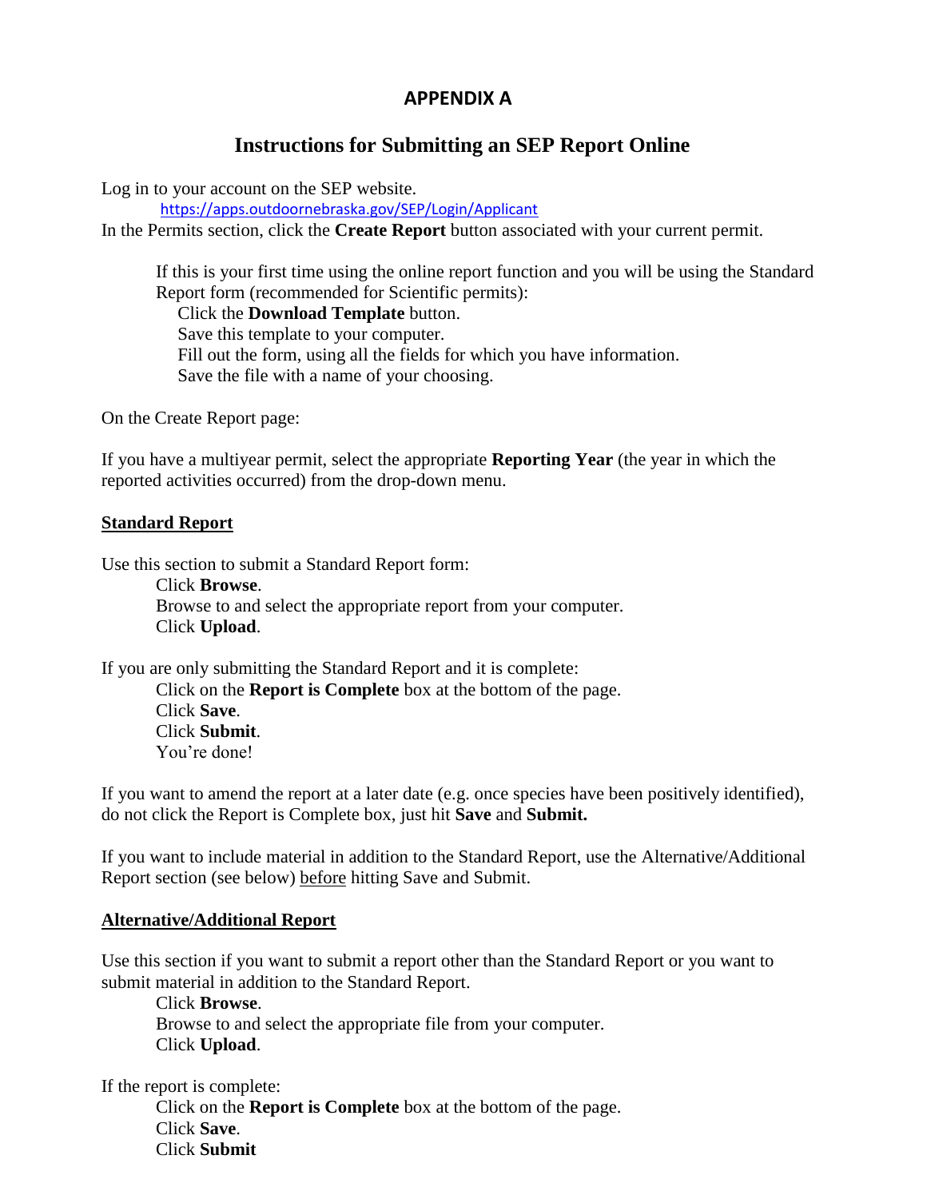## APPENDIX A

# Instructions for Submitting an SEP Report Online

Log in to your account on the SEP website.

https://apps.outdoornebraska.gov/SEP/Login/Applicant

In the Permits section, click the **Create Report** button associated with your current permit.

If this is your first time using the online report function and you will be using the Standard Report form (recommended for Scientific permits):

- Click the **Download Template** button.
- Save this template to your computer.
- Fill out the form, using all the fields for which you have information.
- Save the file with a name of your choosing.

On the Create Report page:

If you have a multiyear permit, select the appropriate **Reporting Year** (the year in which the reported activities occurred) from the drop-down menu.

### <u>Standard Report</u>

Use this section to submit a Standard Report form:

- Click **Browse**.
- Browse to and select the appropriate report from your computer.
- Click **Upload**.

If you are only submitting the Standard Report and it is complete:

- Click on the **Report is Complete** box at the bottom of the page.
- Click **Save**.
- Click **Submit**.
- You're done!

If you want to amend the report at a later date (e.g. once species have been positively identified), do not click the Report is Complete box, just hit **Save** and **Submit.**

If you want to include material in addition to the Standard Report, use the Alternative/Additional Report section (see below) <u>before</u> hitting Save and Submit.

### <u>Alternative/Additional Report</u>

Use this section if you want to submit a report other than the Standard Report or you want to submit material in addition to the Standard Report.

- Click **Browse**.
- Browse to and select the appropriate file from your computer.
- Click **Upload**.

If the report is complete:

- Click on the **Report is Complete** box at the bottom of the page.
- Click **Save**.
- Click **Submit**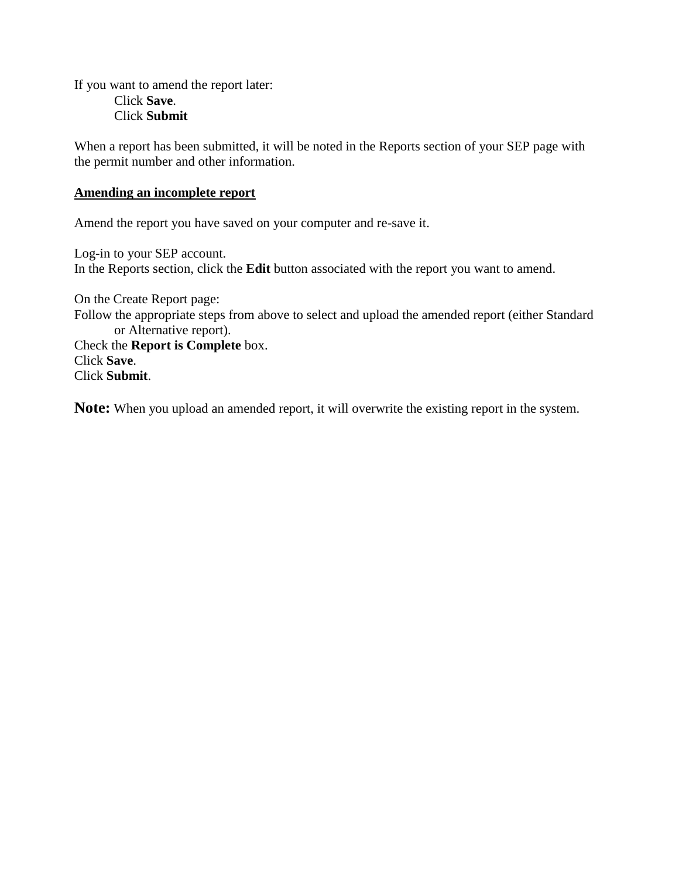If you want to amend the report later:

Click **Save**.
Click **Submit**

When a report has been submitted, it will be noted in the Reports section of your SEP page with the permit number and other information.

**<u>Amending an incomplete report</u>**

Amend the report you have saved on your computer and re-save it.

Log-in to your SEP account.
In the Reports section, click the **Edit** button associated with the report you want to amend.

On the Create Report page:
Follow the appropriate steps from above to select and upload the amended report (either Standard or Alternative report).
Check the **Report is Complete** box.
Click **Save**.
Click **Submit**.

**Note:** When you upload an amended report, it will overwrite the existing report in the system.